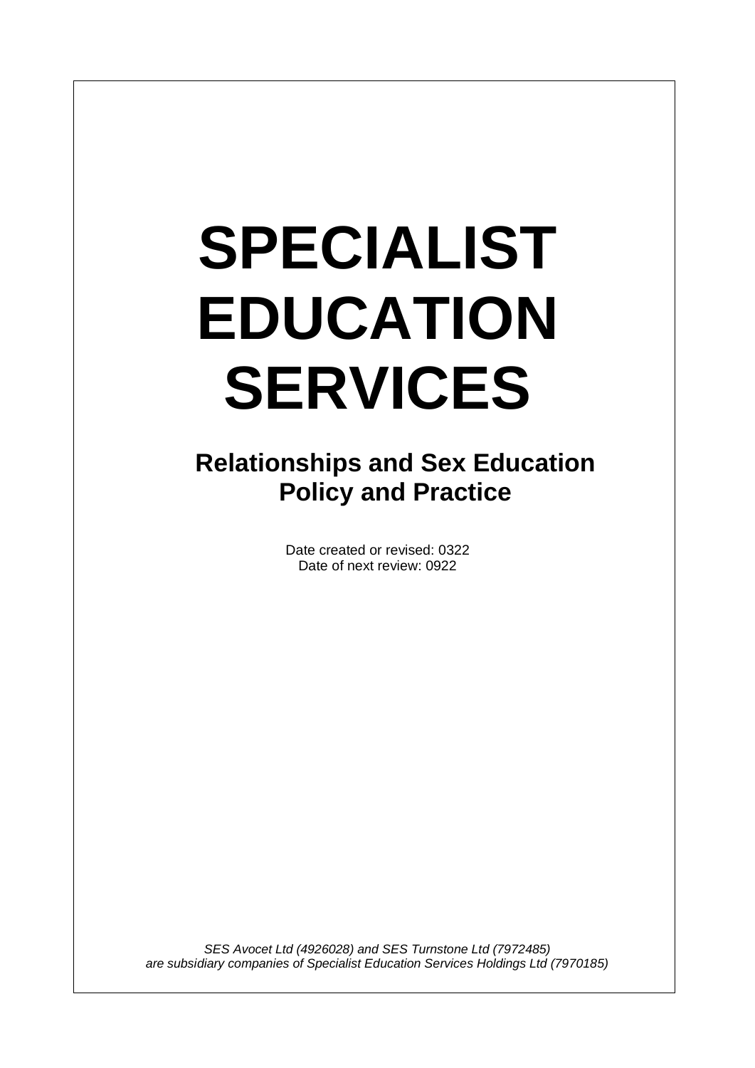# SPECIALIST EDUCATION SERVICES

## Relationships and Sex Education Policy and Practice

Date created or revised: 0322
Date of next review: 0922

*SES Avocet Ltd (4926028) and SES Turnstone Ltd (7972485) are subsidiary companies of Specialist Education Services Holdings Ltd (7970185)*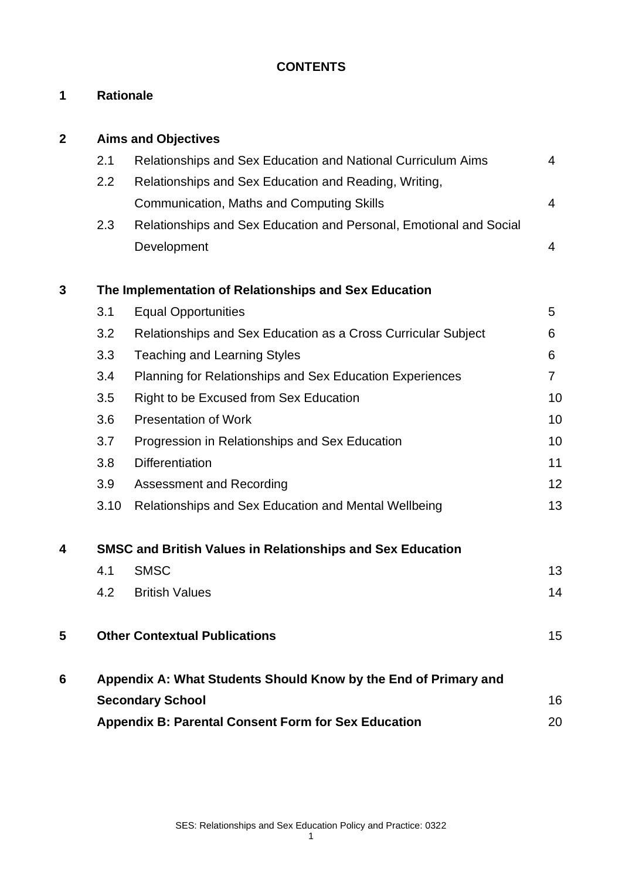**CONTENTS**

| | | | |
|---|---|---|---|
| **1** | **Rationale** | | |
| **2** | **Aims and Objectives** | | |
| | 2.1 | Relationships and Sex Education and National Curriculum Aims | 4 |
| | 2.2 | Relationships and Sex Education and Reading, Writing, Communication, Maths and Computing Skills | 4 |
| | 2.3 | Relationships and Sex Education and Personal, Emotional and Social Development | 4 |
| **3** | **The Implementation of Relationships and Sex Education** | | |
| | 3.1 | Equal Opportunities | 5 |
| | 3.2 | Relationships and Sex Education as a Cross Curricular Subject | 6 |
| | 3.3 | Teaching and Learning Styles | 6 |
| | 3.4 | Planning for Relationships and Sex Education Experiences | 7 |
| | 3.5 | Right to be Excused from Sex Education | 10 |
| | 3.6 | Presentation of Work | 10 |
| | 3.7 | Progression in Relationships and Sex Education | 10 |
| | 3.8 | Differentiation | 11 |
| | 3.9 | Assessment and Recording | 12 |
| | 3.10 | Relationships and Sex Education and Mental Wellbeing | 13 |
| **4** | **SMSC and British Values in Relationships and Sex Education** | | |
| | 4.1 | SMSC | 13 |
| | 4.2 | British Values | 14 |
| **5** | **Other Contextual Publications** | | 15 |
| **6** | **Appendix A: What Students Should Know by the End of Primary and Secondary School** | | 16 |
| | **Appendix B: Parental Consent Form for Sex Education** | | 20 |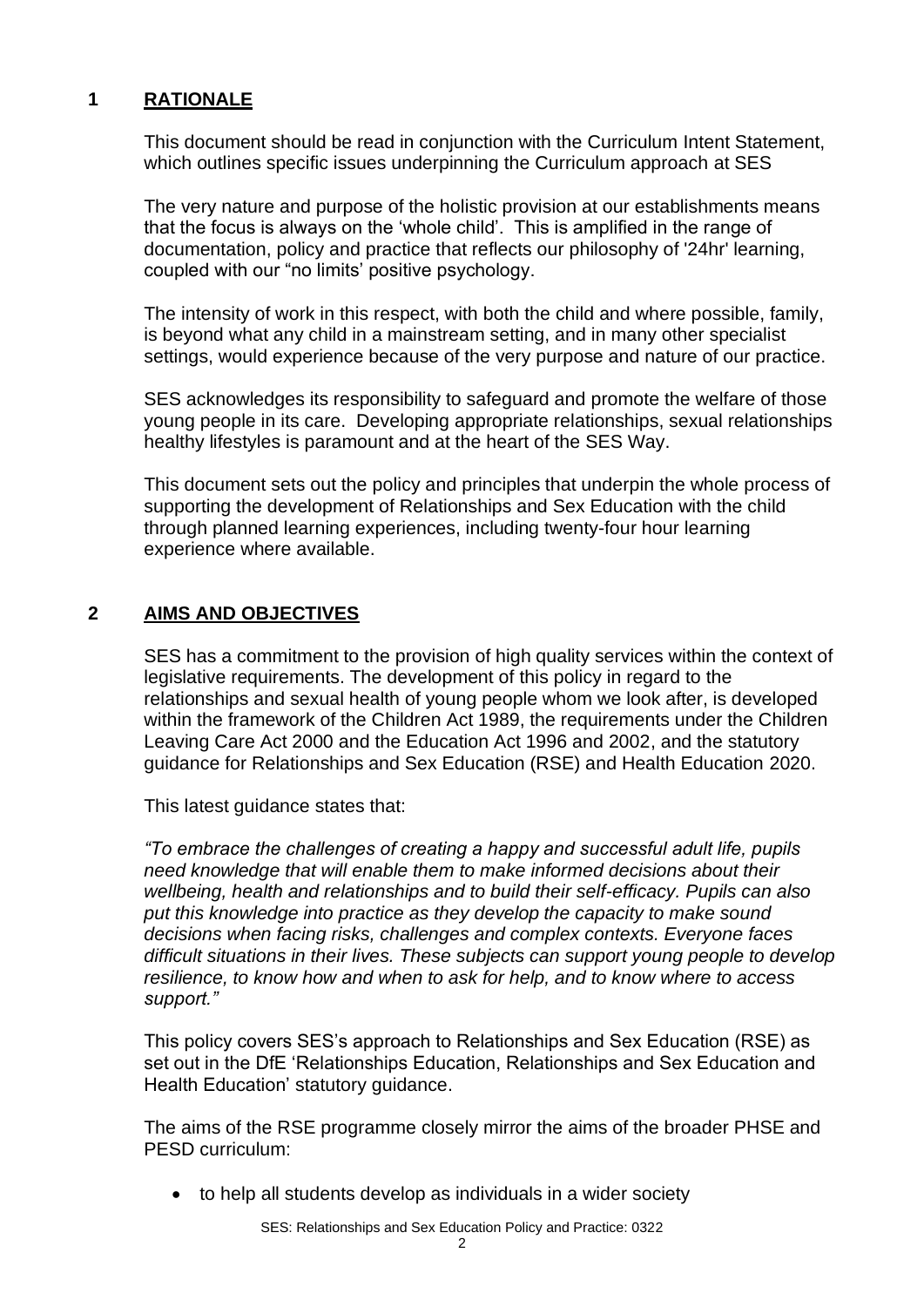## 1 RATIONALE

This document should be read in conjunction with the Curriculum Intent Statement, which outlines specific issues underpinning the Curriculum approach at SES

The very nature and purpose of the holistic provision at our establishments means that the focus is always on the 'whole child'. This is amplified in the range of documentation, policy and practice that reflects our philosophy of '24hr' learning, coupled with our "no limits' positive psychology.

The intensity of work in this respect, with both the child and where possible, family, is beyond what any child in a mainstream setting, and in many other specialist settings, would experience because of the very purpose and nature of our practice.

SES acknowledges its responsibility to safeguard and promote the welfare of those young people in its care. Developing appropriate relationships, sexual relationships healthy lifestyles is paramount and at the heart of the SES Way.

This document sets out the policy and principles that underpin the whole process of supporting the development of Relationships and Sex Education with the child through planned learning experiences, including twenty-four hour learning experience where available.

## 2 AIMS AND OBJECTIVES

SES has a commitment to the provision of high quality services within the context of legislative requirements. The development of this policy in regard to the relationships and sexual health of young people whom we look after, is developed within the framework of the Children Act 1989, the requirements under the Children Leaving Care Act 2000 and the Education Act 1996 and 2002, and the statutory guidance for Relationships and Sex Education (RSE) and Health Education 2020.

This latest guidance states that:

*"To embrace the challenges of creating a happy and successful adult life, pupils need knowledge that will enable them to make informed decisions about their wellbeing, health and relationships and to build their self-efficacy. Pupils can also put this knowledge into practice as they develop the capacity to make sound decisions when facing risks, challenges and complex contexts. Everyone faces difficult situations in their lives. These subjects can support young people to develop resilience, to know how and when to ask for help, and to know where to access support."*

This policy covers SES's approach to Relationships and Sex Education (RSE) as set out in the DfE 'Relationships Education, Relationships and Sex Education and Health Education' statutory guidance.

The aims of the RSE programme closely mirror the aims of the broader PHSE and PESD curriculum:

- to help all students develop as individuals in a wider society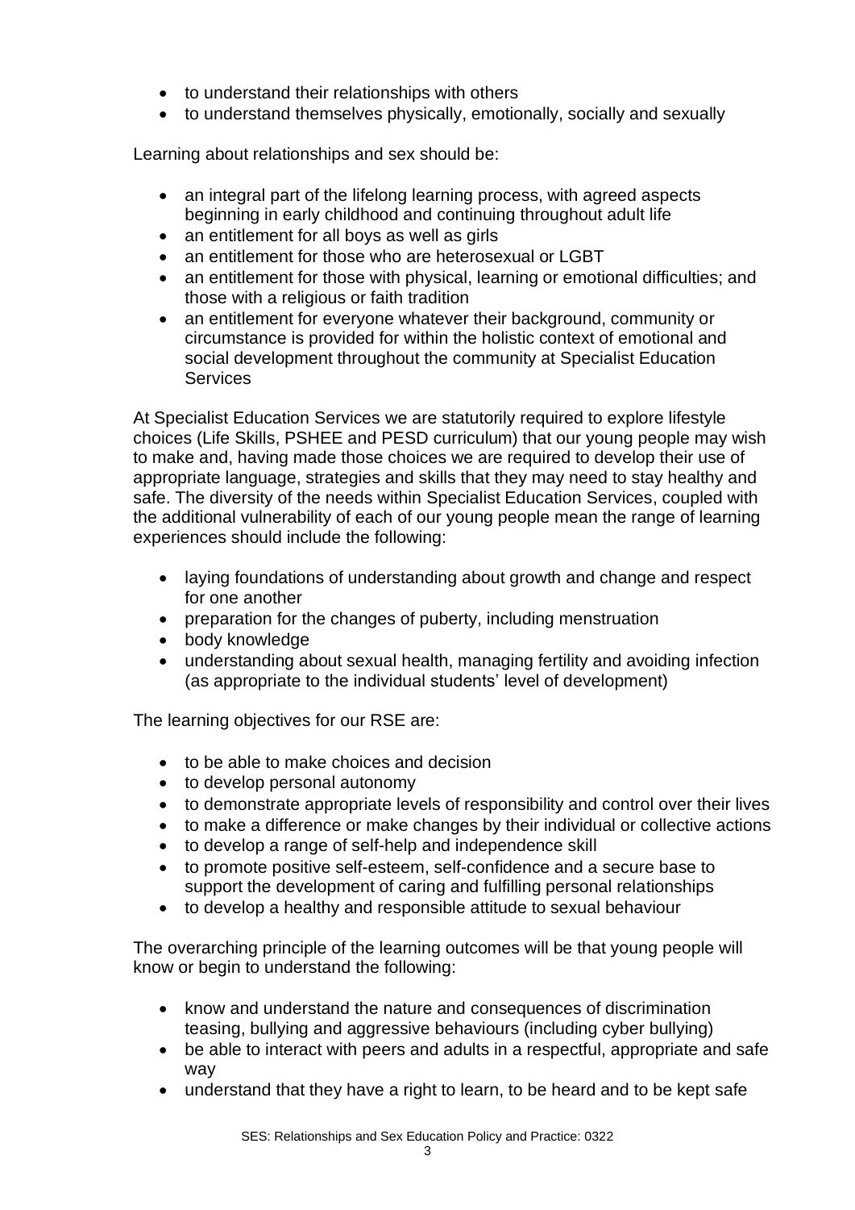- to understand their relationships with others
- to understand themselves physically, emotionally, socially and sexually

Learning about relationships and sex should be:

- an integral part of the lifelong learning process, with agreed aspects beginning in early childhood and continuing throughout adult life
- an entitlement for all boys as well as girls
- an entitlement for those who are heterosexual or LGBT
- an entitlement for those with physical, learning or emotional difficulties; and those with a religious or faith tradition
- an entitlement for everyone whatever their background, community or circumstance is provided for within the holistic context of emotional and social development throughout the community at Specialist Education Services

At Specialist Education Services we are statutorily required to explore lifestyle choices (Life Skills, PSHEE and PESD curriculum) that our young people may wish to make and, having made those choices we are required to develop their use of appropriate language, strategies and skills that they may need to stay healthy and safe. The diversity of the needs within Specialist Education Services, coupled with the additional vulnerability of each of our young people mean the range of learning experiences should include the following:

- laying foundations of understanding about growth and change and respect for one another
- preparation for the changes of puberty, including menstruation
- body knowledge
- understanding about sexual health, managing fertility and avoiding infection (as appropriate to the individual students' level of development)

The learning objectives for our RSE are:

- to be able to make choices and decision
- to develop personal autonomy
- to demonstrate appropriate levels of responsibility and control over their lives
- to make a difference or make changes by their individual or collective actions
- to develop a range of self-help and independence skill
- to promote positive self-esteem, self-confidence and a secure base to support the development of caring and fulfilling personal relationships
- to develop a healthy and responsible attitude to sexual behaviour

The overarching principle of the learning outcomes will be that young people will know or begin to understand the following:

- know and understand the nature and consequences of discrimination teasing, bullying and aggressive behaviours (including cyber bullying)
- be able to interact with peers and adults in a respectful, appropriate and safe way
- understand that they have a right to learn, to be heard and to be kept safe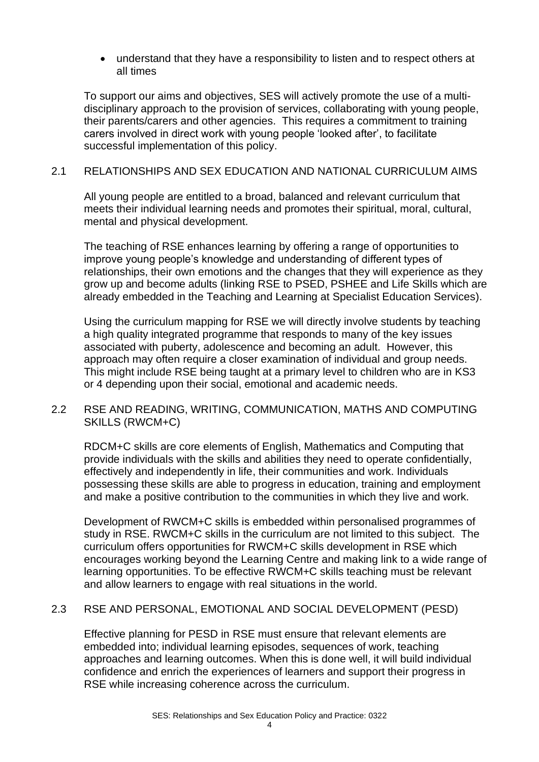- understand that they have a responsibility to listen and to respect others at all times

To support our aims and objectives, SES will actively promote the use of a multi-disciplinary approach to the provision of services, collaborating with young people, their parents/carers and other agencies. This requires a commitment to training carers involved in direct work with young people 'looked after', to facilitate successful implementation of this policy.

## 2.1 RELATIONSHIPS AND SEX EDUCATION AND NATIONAL CURRICULUM AIMS

All young people are entitled to a broad, balanced and relevant curriculum that meets their individual learning needs and promotes their spiritual, moral, cultural, mental and physical development.

The teaching of RSE enhances learning by offering a range of opportunities to improve young people's knowledge and understanding of different types of relationships, their own emotions and the changes that they will experience as they grow up and become adults (linking RSE to PSED, PSHEE and Life Skills which are already embedded in the Teaching and Learning at Specialist Education Services).

Using the curriculum mapping for RSE we will directly involve students by teaching a high quality integrated programme that responds to many of the key issues associated with puberty, adolescence and becoming an adult. However, this approach may often require a closer examination of individual and group needs. This might include RSE being taught at a primary level to children who are in KS3 or 4 depending upon their social, emotional and academic needs.

## 2.2 RSE AND READING, WRITING, COMMUNICATION, MATHS AND COMPUTING SKILLS (RWCM+C)

RDCM+C skills are core elements of English, Mathematics and Computing that provide individuals with the skills and abilities they need to operate confidentially, effectively and independently in life, their communities and work. Individuals possessing these skills are able to progress in education, training and employment and make a positive contribution to the communities in which they live and work.

Development of RWCM+C skills is embedded within personalised programmes of study in RSE. RWCM+C skills in the curriculum are not limited to this subject. The curriculum offers opportunities for RWCM+C skills development in RSE which encourages working beyond the Learning Centre and making link to a wide range of learning opportunities. To be effective RWCM+C skills teaching must be relevant and allow learners to engage with real situations in the world.

## 2.3 RSE AND PERSONAL, EMOTIONAL AND SOCIAL DEVELOPMENT (PESD)

Effective planning for PESD in RSE must ensure that relevant elements are embedded into; individual learning episodes, sequences of work, teaching approaches and learning outcomes. When this is done well, it will build individual confidence and enrich the experiences of learners and support their progress in RSE while increasing coherence across the curriculum.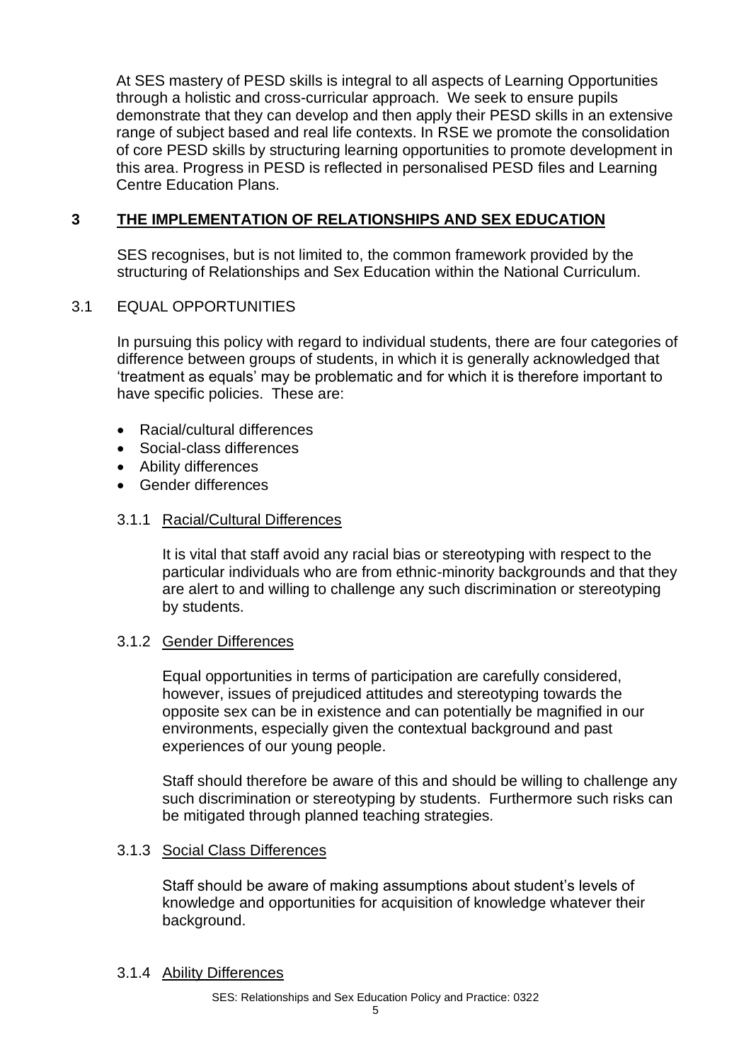At SES mastery of PESD skills is integral to all aspects of Learning Opportunities through a holistic and cross-curricular approach. We seek to ensure pupils demonstrate that they can develop and then apply their PESD skills in an extensive range of subject based and real life contexts. In RSE we promote the consolidation of core PESD skills by structuring learning opportunities to promote development in this area. Progress in PESD is reflected in personalised PESD files and Learning Centre Education Plans.

## 3 THE IMPLEMENTATION OF RELATIONSHIPS AND SEX EDUCATION

SES recognises, but is not limited to, the common framework provided by the structuring of Relationships and Sex Education within the National Curriculum.

### 3.1 EQUAL OPPORTUNITIES

In pursuing this policy with regard to individual students, there are four categories of difference between groups of students, in which it is generally acknowledged that 'treatment as equals' may be problematic and for which it is therefore important to have specific policies. These are:

- Racial/cultural differences
- Social-class differences
- Ability differences
- Gender differences

#### 3.1.1 Racial/Cultural Differences

It is vital that staff avoid any racial bias or stereotyping with respect to the particular individuals who are from ethnic-minority backgrounds and that they are alert to and willing to challenge any such discrimination or stereotyping by students.

#### 3.1.2 Gender Differences

Equal opportunities in terms of participation are carefully considered, however, issues of prejudiced attitudes and stereotyping towards the opposite sex can be in existence and can potentially be magnified in our environments, especially given the contextual background and past experiences of our young people.

Staff should therefore be aware of this and should be willing to challenge any such discrimination or stereotyping by students. Furthermore such risks can be mitigated through planned teaching strategies.

#### 3.1.3 Social Class Differences

Staff should be aware of making assumptions about student's levels of knowledge and opportunities for acquisition of knowledge whatever their background.

#### 3.1.4 Ability Differences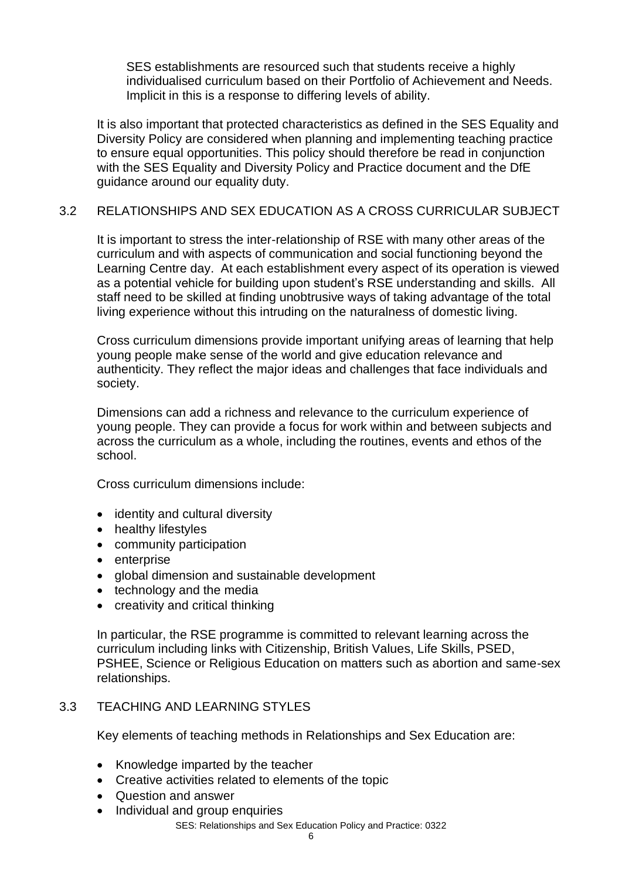SES establishments are resourced such that students receive a highly individualised curriculum based on their Portfolio of Achievement and Needs. Implicit in this is a response to differing levels of ability.

It is also important that protected characteristics as defined in the SES Equality and Diversity Policy are considered when planning and implementing teaching practice to ensure equal opportunities. This policy should therefore be read in conjunction with the SES Equality and Diversity Policy and Practice document and the DfE guidance around our equality duty.

## 3.2 RELATIONSHIPS AND SEX EDUCATION AS A CROSS CURRICULAR SUBJECT

It is important to stress the inter-relationship of RSE with many other areas of the curriculum and with aspects of communication and social functioning beyond the Learning Centre day. At each establishment every aspect of its operation is viewed as a potential vehicle for building upon student's RSE understanding and skills. All staff need to be skilled at finding unobtrusive ways of taking advantage of the total living experience without this intruding on the naturalness of domestic living.

Cross curriculum dimensions provide important unifying areas of learning that help young people make sense of the world and give education relevance and authenticity. They reflect the major ideas and challenges that face individuals and society.

Dimensions can add a richness and relevance to the curriculum experience of young people. They can provide a focus for work within and between subjects and across the curriculum as a whole, including the routines, events and ethos of the school.

Cross curriculum dimensions include:

- identity and cultural diversity
- healthy lifestyles
- community participation
- enterprise
- global dimension and sustainable development
- technology and the media
- creativity and critical thinking

In particular, the RSE programme is committed to relevant learning across the curriculum including links with Citizenship, British Values, Life Skills, PSED, PSHEE, Science or Religious Education on matters such as abortion and same-sex relationships.

## 3.3 TEACHING AND LEARNING STYLES

Key elements of teaching methods in Relationships and Sex Education are:

- Knowledge imparted by the teacher
- Creative activities related to elements of the topic
- Question and answer
- Individual and group enquiries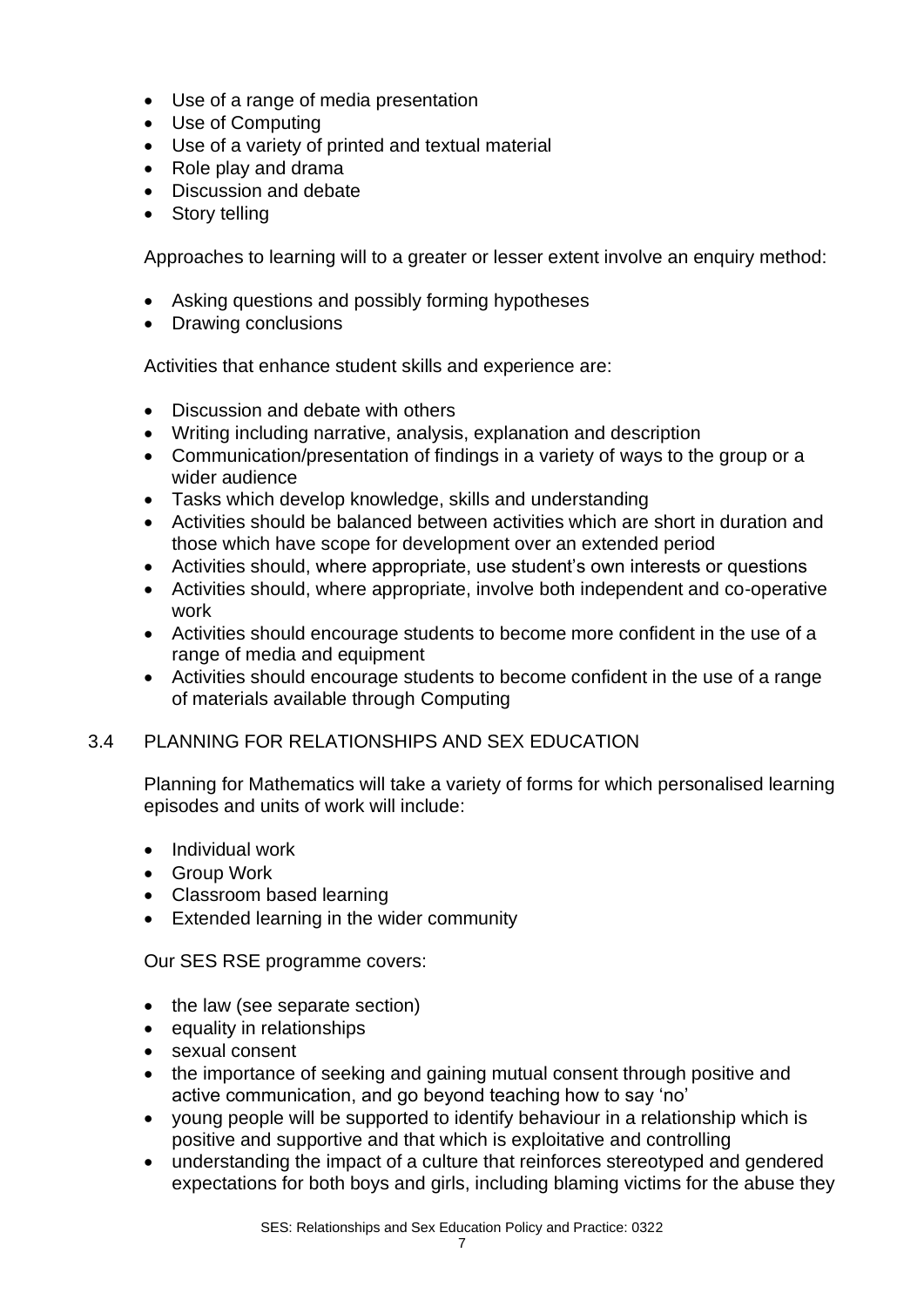- Use of a range of media presentation
- Use of Computing
- Use of a variety of printed and textual material
- Role play and drama
- Discussion and debate
- Story telling

Approaches to learning will to a greater or lesser extent involve an enquiry method:

- Asking questions and possibly forming hypotheses
- Drawing conclusions

Activities that enhance student skills and experience are:

- Discussion and debate with others
- Writing including narrative, analysis, explanation and description
- Communication/presentation of findings in a variety of ways to the group or a wider audience
- Tasks which develop knowledge, skills and understanding
- Activities should be balanced between activities which are short in duration and those which have scope for development over an extended period
- Activities should, where appropriate, use student's own interests or questions
- Activities should, where appropriate, involve both independent and co-operative work
- Activities should encourage students to become more confident in the use of a range of media and equipment
- Activities should encourage students to become confident in the use of a range of materials available through Computing

## 3.4 PLANNING FOR RELATIONSHIPS AND SEX EDUCATION

Planning for Mathematics will take a variety of forms for which personalised learning episodes and units of work will include:

- Individual work
- Group Work
- Classroom based learning
- Extended learning in the wider community

Our SES RSE programme covers:

- the law (see separate section)
- equality in relationships
- sexual consent
- the importance of seeking and gaining mutual consent through positive and active communication, and go beyond teaching how to say 'no'
- young people will be supported to identify behaviour in a relationship which is positive and supportive and that which is exploitative and controlling
- understanding the impact of a culture that reinforces stereotyped and gendered expectations for both boys and girls, including blaming victims for the abuse they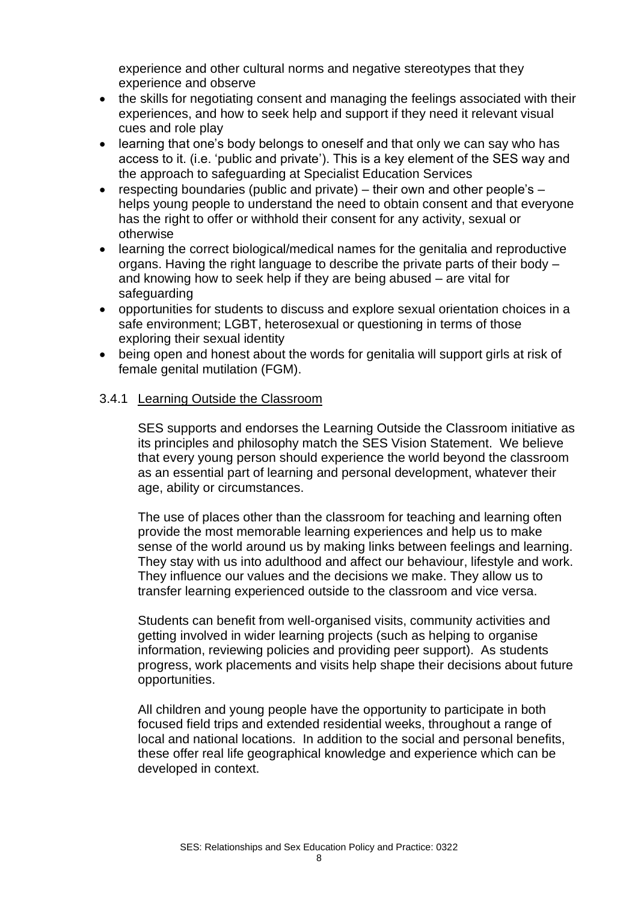experience and other cultural norms and negative stereotypes that they experience and observe

- the skills for negotiating consent and managing the feelings associated with their experiences, and how to seek help and support if they need it relevant visual cues and role play
- learning that one's body belongs to oneself and that only we can say who has access to it. (i.e. 'public and private'). This is a key element of the SES way and the approach to safeguarding at Specialist Education Services
- respecting boundaries (public and private) – their own and other people's – helps young people to understand the need to obtain consent and that everyone has the right to offer or withhold their consent for any activity, sexual or otherwise
- learning the correct biological/medical names for the genitalia and reproductive organs. Having the right language to describe the private parts of their body – and knowing how to seek help if they are being abused – are vital for safeguarding
- opportunities for students to discuss and explore sexual orientation choices in a safe environment; LGBT, heterosexual or questioning in terms of those exploring their sexual identity
- being open and honest about the words for genitalia will support girls at risk of female genital mutilation (FGM).

### 3.4.1 Learning Outside the Classroom

SES supports and endorses the Learning Outside the Classroom initiative as its principles and philosophy match the SES Vision Statement. We believe that every young person should experience the world beyond the classroom as an essential part of learning and personal development, whatever their age, ability or circumstances.

The use of places other than the classroom for teaching and learning often provide the most memorable learning experiences and help us to make sense of the world around us by making links between feelings and learning. They stay with us into adulthood and affect our behaviour, lifestyle and work. They influence our values and the decisions we make. They allow us to transfer learning experienced outside to the classroom and vice versa.

Students can benefit from well-organised visits, community activities and getting involved in wider learning projects (such as helping to organise information, reviewing policies and providing peer support). As students progress, work placements and visits help shape their decisions about future opportunities.

All children and young people have the opportunity to participate in both focused field trips and extended residential weeks, throughout a range of local and national locations. In addition to the social and personal benefits, these offer real life geographical knowledge and experience which can be developed in context.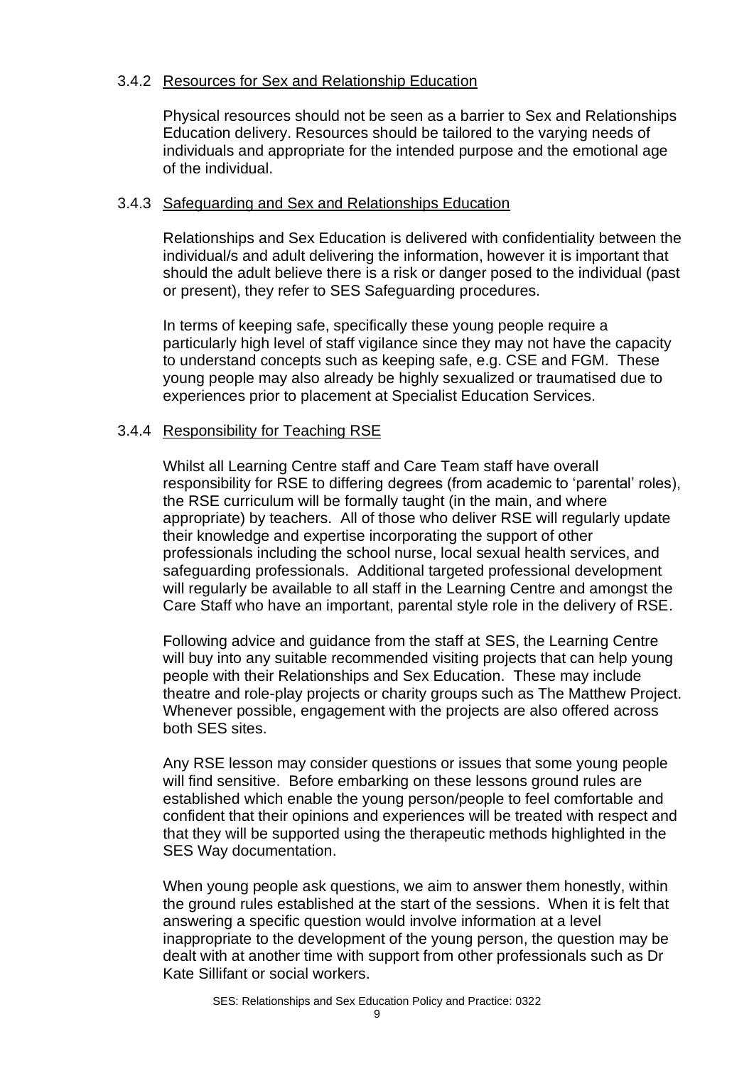#### 3.4.2 Resources for Sex and Relationship Education

Physical resources should not be seen as a barrier to Sex and Relationships Education delivery. Resources should be tailored to the varying needs of individuals and appropriate for the intended purpose and the emotional age of the individual.

#### 3.4.3 Safeguarding and Sex and Relationships Education

Relationships and Sex Education is delivered with confidentiality between the individual/s and adult delivering the information, however it is important that should the adult believe there is a risk or danger posed to the individual (past or present), they refer to SES Safeguarding procedures.

In terms of keeping safe, specifically these young people require a particularly high level of staff vigilance since they may not have the capacity to understand concepts such as keeping safe, e.g. CSE and FGM. These young people may also already be highly sexualized or traumatised due to experiences prior to placement at Specialist Education Services.

#### 3.4.4 Responsibility for Teaching RSE

Whilst all Learning Centre staff and Care Team staff have overall responsibility for RSE to differing degrees (from academic to 'parental' roles), the RSE curriculum will be formally taught (in the main, and where appropriate) by teachers. All of those who deliver RSE will regularly update their knowledge and expertise incorporating the support of other professionals including the school nurse, local sexual health services, and safeguarding professionals. Additional targeted professional development will regularly be available to all staff in the Learning Centre and amongst the Care Staff who have an important, parental style role in the delivery of RSE.

Following advice and guidance from the staff at SES, the Learning Centre will buy into any suitable recommended visiting projects that can help young people with their Relationships and Sex Education. These may include theatre and role-play projects or charity groups such as The Matthew Project. Whenever possible, engagement with the projects are also offered across both SES sites.

Any RSE lesson may consider questions or issues that some young people will find sensitive. Before embarking on these lessons ground rules are established which enable the young person/people to feel comfortable and confident that their opinions and experiences will be treated with respect and that they will be supported using the therapeutic methods highlighted in the SES Way documentation.

When young people ask questions, we aim to answer them honestly, within the ground rules established at the start of the sessions. When it is felt that answering a specific question would involve information at a level inappropriate to the development of the young person, the question may be dealt with at another time with support from other professionals such as Dr Kate Sillifant or social workers.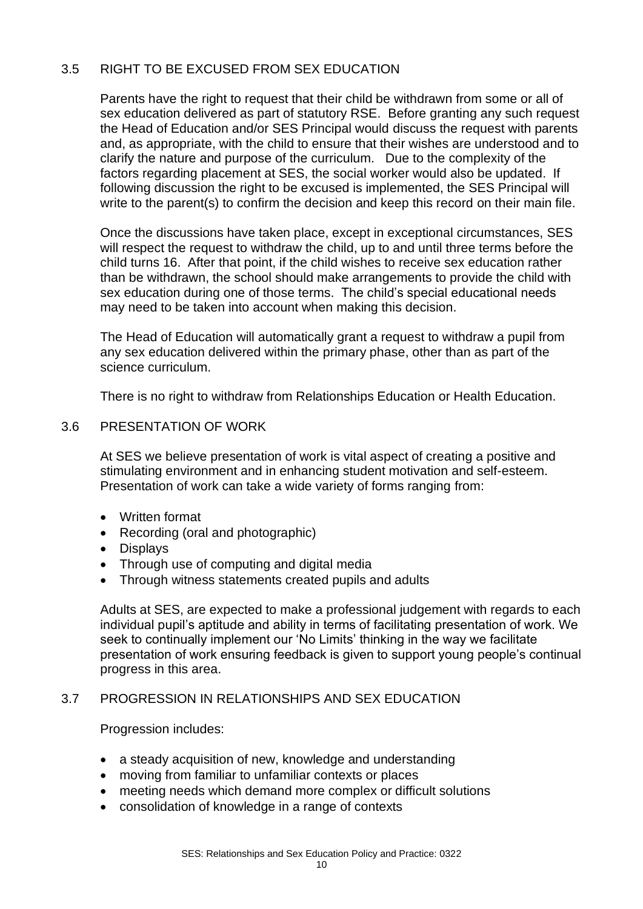## 3.5 RIGHT TO BE EXCUSED FROM SEX EDUCATION

Parents have the right to request that their child be withdrawn from some or all of sex education delivered as part of statutory RSE. Before granting any such request the Head of Education and/or SES Principal would discuss the request with parents and, as appropriate, with the child to ensure that their wishes are understood and to clarify the nature and purpose of the curriculum. Due to the complexity of the factors regarding placement at SES, the social worker would also be updated. If following discussion the right to be excused is implemented, the SES Principal will write to the parent(s) to confirm the decision and keep this record on their main file.

Once the discussions have taken place, except in exceptional circumstances, SES will respect the request to withdraw the child, up to and until three terms before the child turns 16. After that point, if the child wishes to receive sex education rather than be withdrawn, the school should make arrangements to provide the child with sex education during one of those terms. The child's special educational needs may need to be taken into account when making this decision.

The Head of Education will automatically grant a request to withdraw a pupil from any sex education delivered within the primary phase, other than as part of the science curriculum.

There is no right to withdraw from Relationships Education or Health Education.

## 3.6 PRESENTATION OF WORK

At SES we believe presentation of work is vital aspect of creating a positive and stimulating environment and in enhancing student motivation and self-esteem. Presentation of work can take a wide variety of forms ranging from:

- Written format
- Recording (oral and photographic)
- Displays
- Through use of computing and digital media
- Through witness statements created pupils and adults

Adults at SES, are expected to make a professional judgement with regards to each individual pupil's aptitude and ability in terms of facilitating presentation of work. We seek to continually implement our 'No Limits' thinking in the way we facilitate presentation of work ensuring feedback is given to support young people's continual progress in this area.

## 3.7 PROGRESSION IN RELATIONSHIPS AND SEX EDUCATION

Progression includes:

- a steady acquisition of new, knowledge and understanding
- moving from familiar to unfamiliar contexts or places
- meeting needs which demand more complex or difficult solutions
- consolidation of knowledge in a range of contexts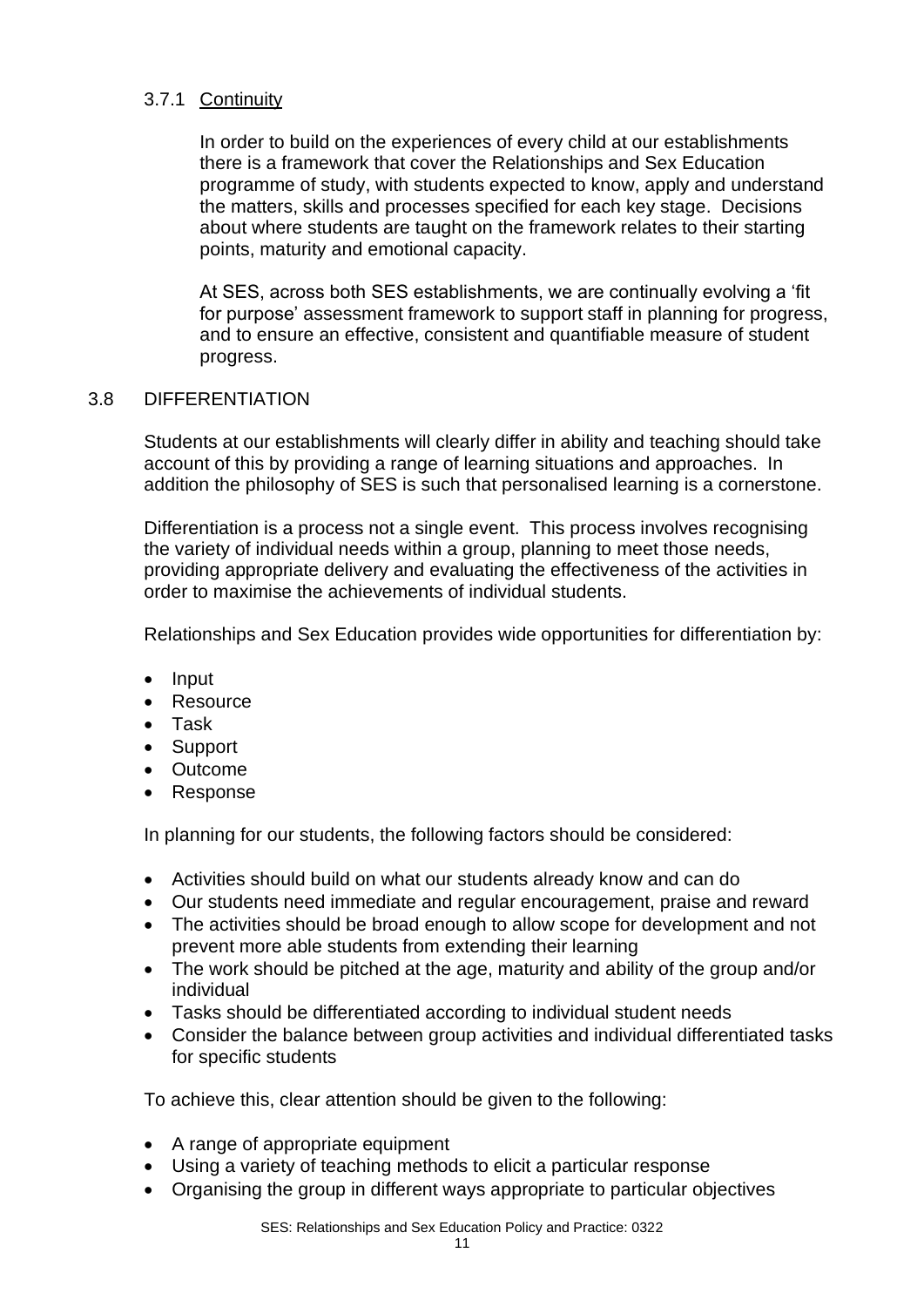#### 3.7.1 Continuity

In order to build on the experiences of every child at our establishments there is a framework that cover the Relationships and Sex Education programme of study, with students expected to know, apply and understand the matters, skills and processes specified for each key stage. Decisions about where students are taught on the framework relates to their starting points, maturity and emotional capacity.

At SES, across both SES establishments, we are continually evolving a 'fit for purpose' assessment framework to support staff in planning for progress, and to ensure an effective, consistent and quantifiable measure of student progress.

### 3.8 DIFFERENTIATION

Students at our establishments will clearly differ in ability and teaching should take account of this by providing a range of learning situations and approaches. In addition the philosophy of SES is such that personalised learning is a cornerstone.

Differentiation is a process not a single event. This process involves recognising the variety of individual needs within a group, planning to meet those needs, providing appropriate delivery and evaluating the effectiveness of the activities in order to maximise the achievements of individual students.

Relationships and Sex Education provides wide opportunities for differentiation by:

- Input
- Resource
- Task
- Support
- Outcome
- Response

In planning for our students, the following factors should be considered:

- Activities should build on what our students already know and can do
- Our students need immediate and regular encouragement, praise and reward
- The activities should be broad enough to allow scope for development and not prevent more able students from extending their learning
- The work should be pitched at the age, maturity and ability of the group and/or individual
- Tasks should be differentiated according to individual student needs
- Consider the balance between group activities and individual differentiated tasks for specific students

To achieve this, clear attention should be given to the following:

- A range of appropriate equipment
- Using a variety of teaching methods to elicit a particular response
- Organising the group in different ways appropriate to particular objectives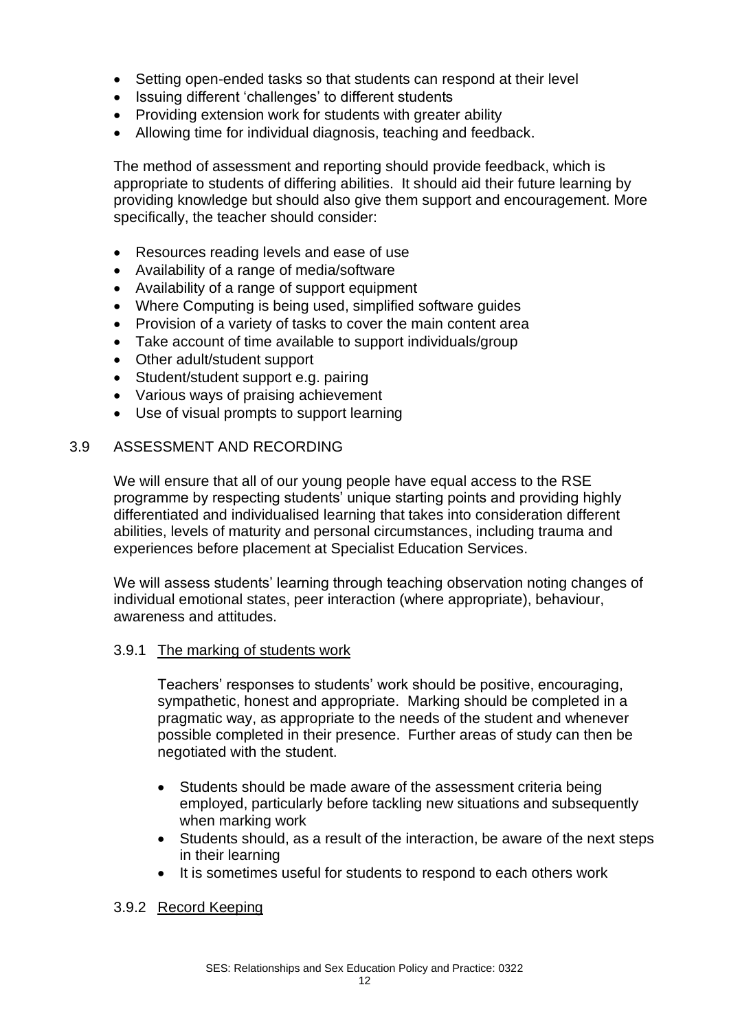- Setting open-ended tasks so that students can respond at their level
- Issuing different 'challenges' to different students
- Providing extension work for students with greater ability
- Allowing time for individual diagnosis, teaching and feedback.

The method of assessment and reporting should provide feedback, which is appropriate to students of differing abilities. It should aid their future learning by providing knowledge but should also give them support and encouragement. More specifically, the teacher should consider:

- Resources reading levels and ease of use
- Availability of a range of media/software
- Availability of a range of support equipment
- Where Computing is being used, simplified software guides
- Provision of a variety of tasks to cover the main content area
- Take account of time available to support individuals/group
- Other adult/student support
- Student/student support e.g. pairing
- Various ways of praising achievement
- Use of visual prompts to support learning

## 3.9 ASSESSMENT AND RECORDING

We will ensure that all of our young people have equal access to the RSE programme by respecting students' unique starting points and providing highly differentiated and individualised learning that takes into consideration different abilities, levels of maturity and personal circumstances, including trauma and experiences before placement at Specialist Education Services.

We will assess students' learning through teaching observation noting changes of individual emotional states, peer interaction (where appropriate), behaviour, awareness and attitudes.

### 3.9.1 The marking of students work

Teachers' responses to students' work should be positive, encouraging, sympathetic, honest and appropriate. Marking should be completed in a pragmatic way, as appropriate to the needs of the student and whenever possible completed in their presence. Further areas of study can then be negotiated with the student.

- Students should be made aware of the assessment criteria being employed, particularly before tackling new situations and subsequently when marking work
- Students should, as a result of the interaction, be aware of the next steps in their learning
- It is sometimes useful for students to respond to each others work

### 3.9.2 Record Keeping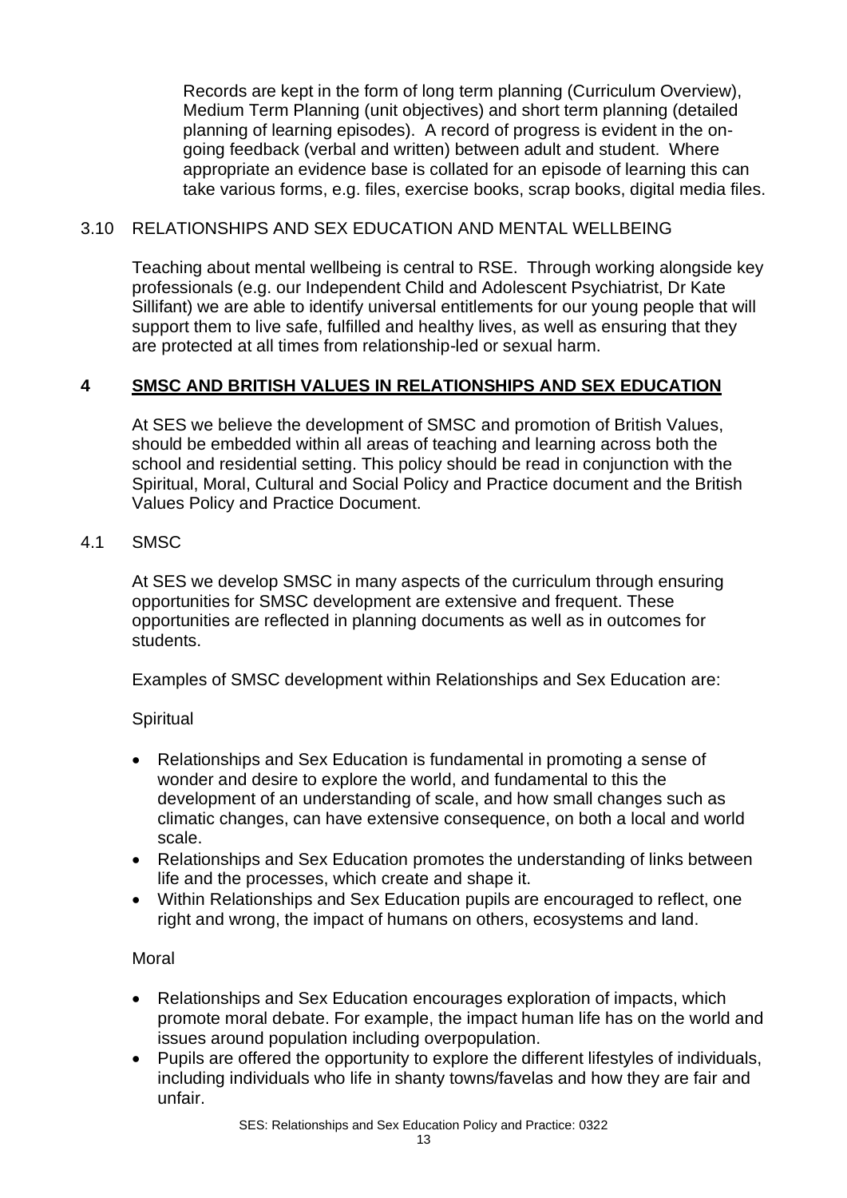Records are kept in the form of long term planning (Curriculum Overview), Medium Term Planning (unit objectives) and short term planning (detailed planning of learning episodes). A record of progress is evident in the on-going feedback (verbal and written) between adult and student. Where appropriate an evidence base is collated for an episode of learning this can take various forms, e.g. files, exercise books, scrap books, digital media files.

### 3.10 RELATIONSHIPS AND SEX EDUCATION AND MENTAL WELLBEING

Teaching about mental wellbeing is central to RSE. Through working alongside key professionals (e.g. our Independent Child and Adolescent Psychiatrist, Dr Kate Sillifant) we are able to identify universal entitlements for our young people that will support them to live safe, fulfilled and healthy lives, as well as ensuring that they are protected at all times from relationship-led or sexual harm.

## 4 SMSC AND BRITISH VALUES IN RELATIONSHIPS AND SEX EDUCATION

At SES we believe the development of SMSC and promotion of British Values, should be embedded within all areas of teaching and learning across both the school and residential setting. This policy should be read in conjunction with the Spiritual, Moral, Cultural and Social Policy and Practice document and the British Values Policy and Practice Document.

### 4.1 SMSC

At SES we develop SMSC in many aspects of the curriculum through ensuring opportunities for SMSC development are extensive and frequent. These opportunities are reflected in planning documents as well as in outcomes for students.

Examples of SMSC development within Relationships and Sex Education are:

Spiritual

- Relationships and Sex Education is fundamental in promoting a sense of wonder and desire to explore the world, and fundamental to this the development of an understanding of scale, and how small changes such as climatic changes, can have extensive consequence, on both a local and world scale.
- Relationships and Sex Education promotes the understanding of links between life and the processes, which create and shape it.
- Within Relationships and Sex Education pupils are encouraged to reflect, one right and wrong, the impact of humans on others, ecosystems and land.

Moral

- Relationships and Sex Education encourages exploration of impacts, which promote moral debate. For example, the impact human life has on the world and issues around population including overpopulation.
- Pupils are offered the opportunity to explore the different lifestyles of individuals, including individuals who life in shanty towns/favelas and how they are fair and unfair.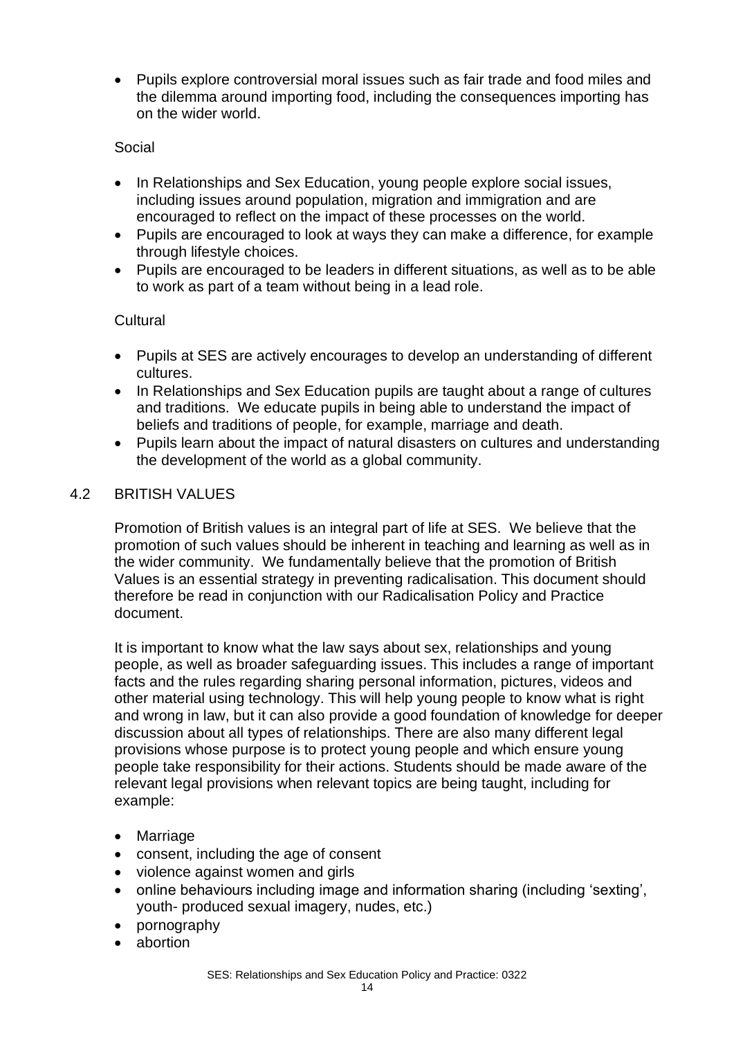- Pupils explore controversial moral issues such as fair trade and food miles and the dilemma around importing food, including the consequences importing has on the wider world.

Social

- In Relationships and Sex Education, young people explore social issues, including issues around population, migration and immigration and are encouraged to reflect on the impact of these processes on the world.
- Pupils are encouraged to look at ways they can make a difference, for example through lifestyle choices.
- Pupils are encouraged to be leaders in different situations, as well as to be able to work as part of a team without being in a lead role.

Cultural

- Pupils at SES are actively encourages to develop an understanding of different cultures.
- In Relationships and Sex Education pupils are taught about a range of cultures and traditions. We educate pupils in being able to understand the impact of beliefs and traditions of people, for example, marriage and death.
- Pupils learn about the impact of natural disasters on cultures and understanding the development of the world as a global community.

## 4.2 BRITISH VALUES

Promotion of British values is an integral part of life at SES. We believe that the promotion of such values should be inherent in teaching and learning as well as in the wider community. We fundamentally believe that the promotion of British Values is an essential strategy in preventing radicalisation. This document should therefore be read in conjunction with our Radicalisation Policy and Practice document.

It is important to know what the law says about sex, relationships and young people, as well as broader safeguarding issues. This includes a range of important facts and the rules regarding sharing personal information, pictures, videos and other material using technology. This will help young people to know what is right and wrong in law, but it can also provide a good foundation of knowledge for deeper discussion about all types of relationships. There are also many different legal provisions whose purpose is to protect young people and which ensure young people take responsibility for their actions. Students should be made aware of the relevant legal provisions when relevant topics are being taught, including for example:

- Marriage
- consent, including the age of consent
- violence against women and girls
- online behaviours including image and information sharing (including 'sexting', youth- produced sexual imagery, nudes, etc.)
- pornography
- abortion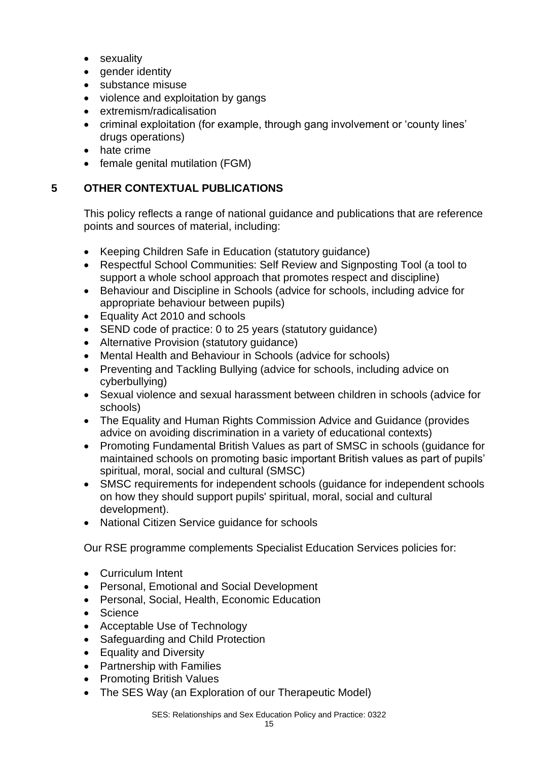- sexuality
- gender identity
- substance misuse
- violence and exploitation by gangs
- extremism/radicalisation
- criminal exploitation (for example, through gang involvement or 'county lines' drugs operations)
- hate crime
- female genital mutilation (FGM)

## 5 OTHER CONTEXTUAL PUBLICATIONS

This policy reflects a range of national guidance and publications that are reference points and sources of material, including:

- Keeping Children Safe in Education (statutory guidance)
- Respectful School Communities: Self Review and Signposting Tool (a tool to support a whole school approach that promotes respect and discipline)
- Behaviour and Discipline in Schools (advice for schools, including advice for appropriate behaviour between pupils)
- Equality Act 2010 and schools
- SEND code of practice: 0 to 25 years (statutory guidance)
- Alternative Provision (statutory guidance)
- Mental Health and Behaviour in Schools (advice for schools)
- Preventing and Tackling Bullying (advice for schools, including advice on cyberbullying)
- Sexual violence and sexual harassment between children in schools (advice for schools)
- The Equality and Human Rights Commission Advice and Guidance (provides advice on avoiding discrimination in a variety of educational contexts)
- Promoting Fundamental British Values as part of SMSC in schools (guidance for maintained schools on promoting basic important British values as part of pupils' spiritual, moral, social and cultural (SMSC)
- SMSC requirements for independent schools (guidance for independent schools on how they should support pupils' spiritual, moral, social and cultural development).
- National Citizen Service guidance for schools

Our RSE programme complements Specialist Education Services policies for:

- Curriculum Intent
- Personal, Emotional and Social Development
- Personal, Social, Health, Economic Education
- Science
- Acceptable Use of Technology
- Safeguarding and Child Protection
- Equality and Diversity
- Partnership with Families
- Promoting British Values
- The SES Way (an Exploration of our Therapeutic Model)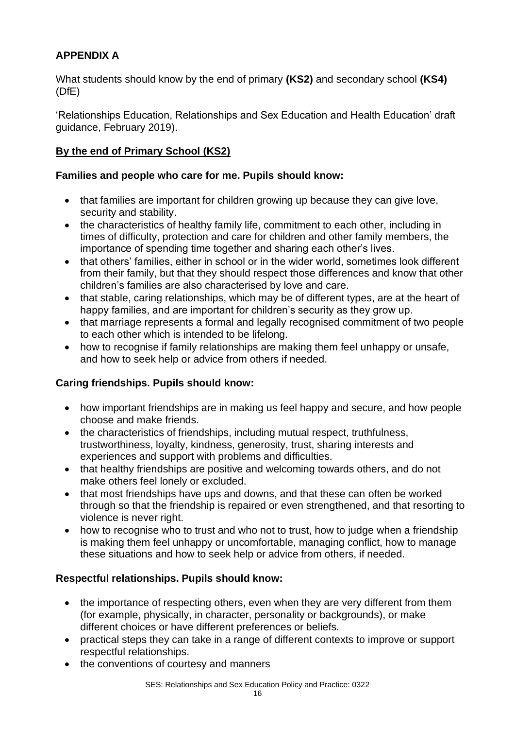## APPENDIX A

What students should know by the end of primary **(KS2)** and secondary school **(KS4)** (DfE)

'Relationships Education, Relationships and Sex Education and Health Education' draft guidance, February 2019).

### By the end of Primary School (KS2)

**Families and people who care for me. Pupils should know:**

- that families are important for children growing up because they can give love, security and stability.
- the characteristics of healthy family life, commitment to each other, including in times of difficulty, protection and care for children and other family members, the importance of spending time together and sharing each other's lives.
- that others' families, either in school or in the wider world, sometimes look different from their family, but that they should respect those differences and know that other children's families are also characterised by love and care.
- that stable, caring relationships, which may be of different types, are at the heart of happy families, and are important for children's security as they grow up.
- that marriage represents a formal and legally recognised commitment of two people to each other which is intended to be lifelong.
- how to recognise if family relationships are making them feel unhappy or unsafe, and how to seek help or advice from others if needed.

**Caring friendships. Pupils should know:**

- how important friendships are in making us feel happy and secure, and how people choose and make friends.
- the characteristics of friendships, including mutual respect, truthfulness, trustworthiness, loyalty, kindness, generosity, trust, sharing interests and experiences and support with problems and difficulties.
- that healthy friendships are positive and welcoming towards others, and do not make others feel lonely or excluded.
- that most friendships have ups and downs, and that these can often be worked through so that the friendship is repaired or even strengthened, and that resorting to violence is never right.
- how to recognise who to trust and who not to trust, how to judge when a friendship is making them feel unhappy or uncomfortable, managing conflict, how to manage these situations and how to seek help or advice from others, if needed.

**Respectful relationships. Pupils should know:**

- the importance of respecting others, even when they are very different from them (for example, physically, in character, personality or backgrounds), or make different choices or have different preferences or beliefs.
- practical steps they can take in a range of different contexts to improve or support respectful relationships.
- the conventions of courtesy and manners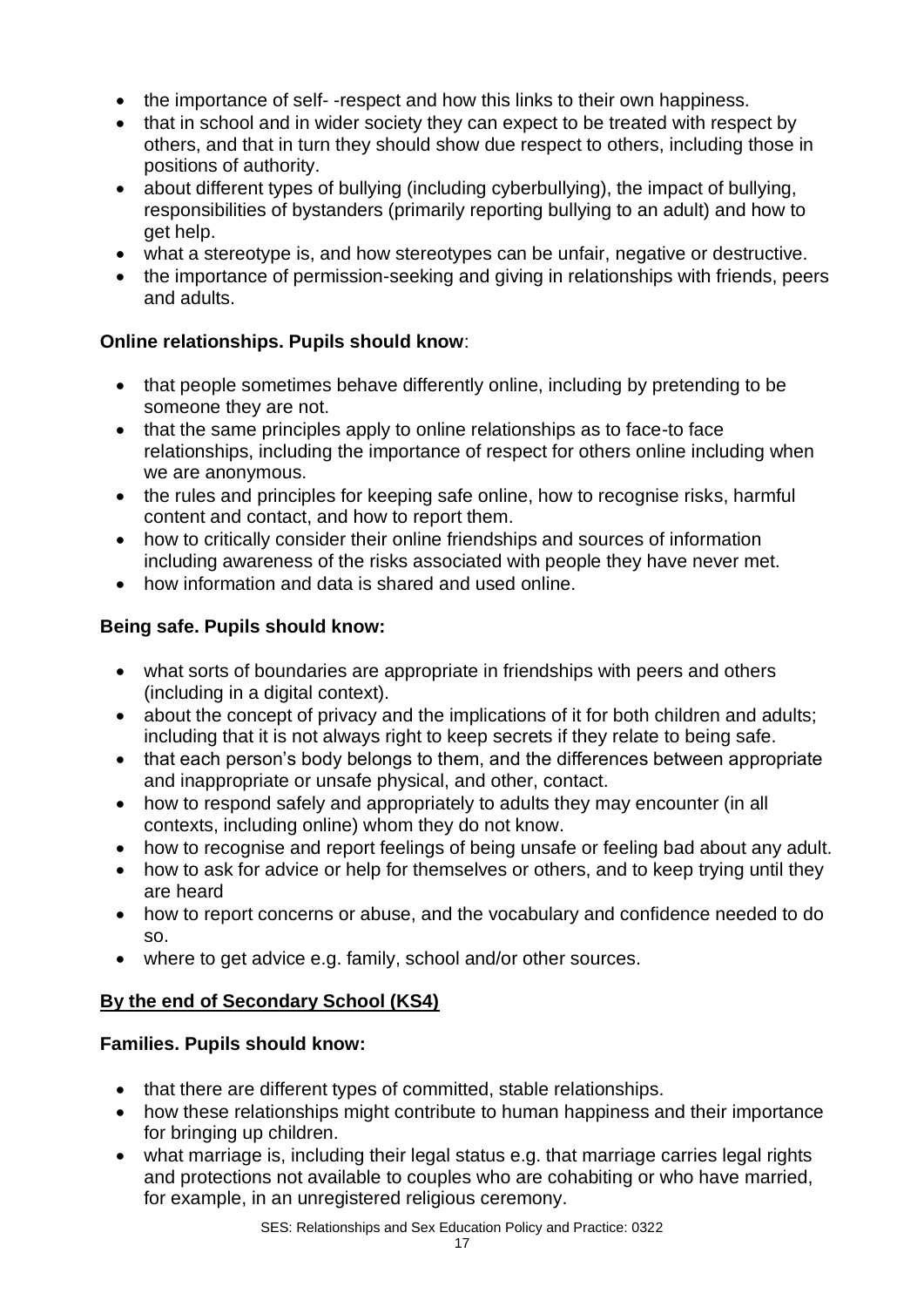- the importance of self- -respect and how this links to their own happiness.
- that in school and in wider society they can expect to be treated with respect by others, and that in turn they should show due respect to others, including those in positions of authority.
- about different types of bullying (including cyberbullying), the impact of bullying, responsibilities of bystanders (primarily reporting bullying to an adult) and how to get help.
- what a stereotype is, and how stereotypes can be unfair, negative or destructive.
- the importance of permission-seeking and giving in relationships with friends, peers and adults.

**Online relationships. Pupils should know**:

- that people sometimes behave differently online, including by pretending to be someone they are not.
- that the same principles apply to online relationships as to face-to face relationships, including the importance of respect for others online including when we are anonymous.
- the rules and principles for keeping safe online, how to recognise risks, harmful content and contact, and how to report them.
- how to critically consider their online friendships and sources of information including awareness of the risks associated with people they have never met.
- how information and data is shared and used online.

**Being safe. Pupils should know:**

- what sorts of boundaries are appropriate in friendships with peers and others (including in a digital context).
- about the concept of privacy and the implications of it for both children and adults; including that it is not always right to keep secrets if they relate to being safe.
- that each person's body belongs to them, and the differences between appropriate and inappropriate or unsafe physical, and other, contact.
- how to respond safely and appropriately to adults they may encounter (in all contexts, including online) whom they do not know.
- how to recognise and report feelings of being unsafe or feeling bad about any adult.
- how to ask for advice or help for themselves or others, and to keep trying until they are heard
- how to report concerns or abuse, and the vocabulary and confidence needed to do so.
- where to get advice e.g. family, school and/or other sources.

**<u>By the end of Secondary School (KS4)</u>**

**Families. Pupils should know:**

- that there are different types of committed, stable relationships.
- how these relationships might contribute to human happiness and their importance for bringing up children.
- what marriage is, including their legal status e.g. that marriage carries legal rights and protections not available to couples who are cohabiting or who have married, for example, in an unregistered religious ceremony.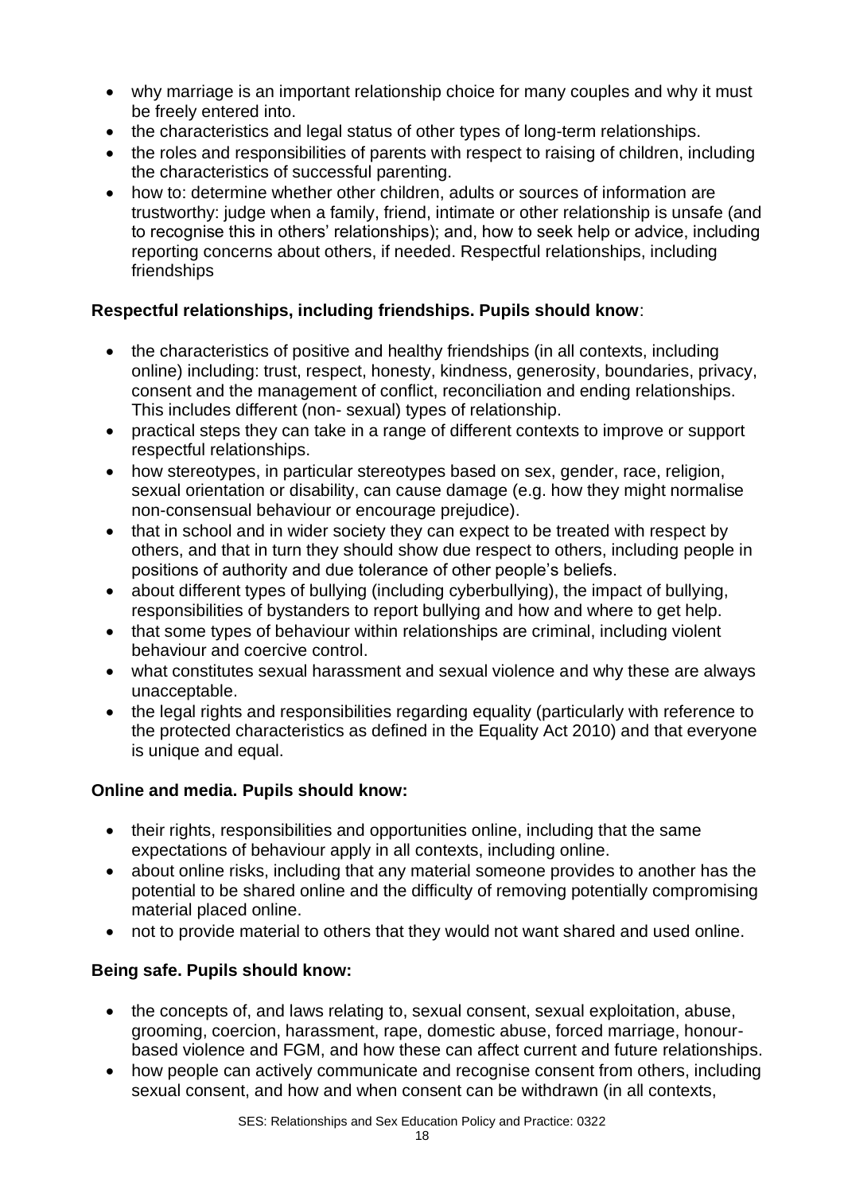- why marriage is an important relationship choice for many couples and why it must be freely entered into.
- the characteristics and legal status of other types of long-term relationships.
- the roles and responsibilities of parents with respect to raising of children, including the characteristics of successful parenting.
- how to: determine whether other children, adults or sources of information are trustworthy: judge when a family, friend, intimate or other relationship is unsafe (and to recognise this in others' relationships); and, how to seek help or advice, including reporting concerns about others, if needed. Respectful relationships, including friendships

**Respectful relationships, including friendships. Pupils should know**:

- the characteristics of positive and healthy friendships (in all contexts, including online) including: trust, respect, honesty, kindness, generosity, boundaries, privacy, consent and the management of conflict, reconciliation and ending relationships. This includes different (non- sexual) types of relationship.
- practical steps they can take in a range of different contexts to improve or support respectful relationships.
- how stereotypes, in particular stereotypes based on sex, gender, race, religion, sexual orientation or disability, can cause damage (e.g. how they might normalise non-consensual behaviour or encourage prejudice).
- that in school and in wider society they can expect to be treated with respect by others, and that in turn they should show due respect to others, including people in positions of authority and due tolerance of other people's beliefs.
- about different types of bullying (including cyberbullying), the impact of bullying, responsibilities of bystanders to report bullying and how and where to get help.
- that some types of behaviour within relationships are criminal, including violent behaviour and coercive control.
- what constitutes sexual harassment and sexual violence and why these are always unacceptable.
- the legal rights and responsibilities regarding equality (particularly with reference to the protected characteristics as defined in the Equality Act 2010) and that everyone is unique and equal.

**Online and media. Pupils should know:**

- their rights, responsibilities and opportunities online, including that the same expectations of behaviour apply in all contexts, including online.
- about online risks, including that any material someone provides to another has the potential to be shared online and the difficulty of removing potentially compromising material placed online.
- not to provide material to others that they would not want shared and used online.

**Being safe. Pupils should know:**

- the concepts of, and laws relating to, sexual consent, sexual exploitation, abuse, grooming, coercion, harassment, rape, domestic abuse, forced marriage, honour-based violence and FGM, and how these can affect current and future relationships.
- how people can actively communicate and recognise consent from others, including sexual consent, and how and when consent can be withdrawn (in all contexts,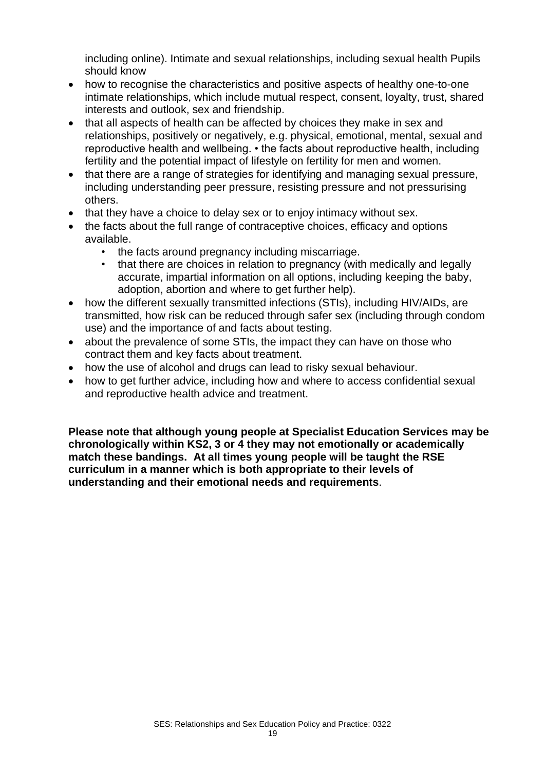including online). Intimate and sexual relationships, including sexual health Pupils should know

- how to recognise the characteristics and positive aspects of healthy one-to-one intimate relationships, which include mutual respect, consent, loyalty, trust, shared interests and outlook, sex and friendship.
- that all aspects of health can be affected by choices they make in sex and relationships, positively or negatively, e.g. physical, emotional, mental, sexual and reproductive health and wellbeing. • the facts about reproductive health, including fertility and the potential impact of lifestyle on fertility for men and women.
- that there are a range of strategies for identifying and managing sexual pressure, including understanding peer pressure, resisting pressure and not pressurising others.
- that they have a choice to delay sex or to enjoy intimacy without sex.
- the facts about the full range of contraceptive choices, efficacy and options available.
  - the facts around pregnancy including miscarriage.
  - that there are choices in relation to pregnancy (with medically and legally accurate, impartial information on all options, including keeping the baby, adoption, abortion and where to get further help).
- how the different sexually transmitted infections (STIs), including HIV/AIDs, are transmitted, how risk can be reduced through safer sex (including through condom use) and the importance of and facts about testing.
- about the prevalence of some STIs, the impact they can have on those who contract them and key facts about treatment.
- how the use of alcohol and drugs can lead to risky sexual behaviour.
- how to get further advice, including how and where to access confidential sexual and reproductive health advice and treatment.

**Please note that although young people at Specialist Education Services may be chronologically within KS2, 3 or 4 they may not emotionally or academically match these bandings. At all times young people will be taught the RSE curriculum in a manner which is both appropriate to their levels of understanding and their emotional needs and requirements**.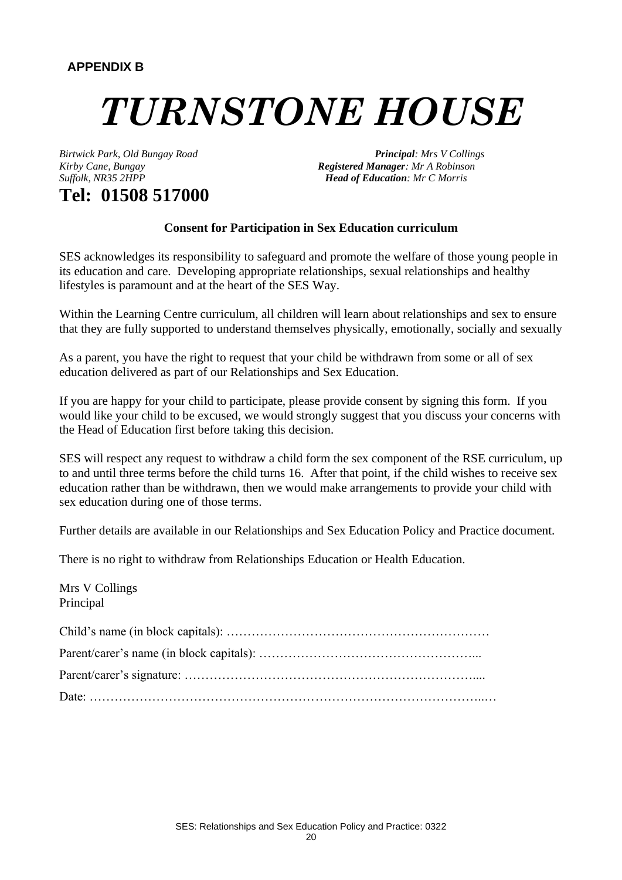**APPENDIX B**

# *TURNSTONE HOUSE*

*Birtwick Park, Old Bungay Road*
*Kirby Cane, Bungay*
*Suffolk, NR35 2HPP*

***Principal**: Mrs V Collings*
***Registered Manager**: Mr A Robinson*
***Head of Education**: Mr C Morris*

## Tel: 01508 517000

**Consent for Participation in Sex Education curriculum**

SES acknowledges its responsibility to safeguard and promote the welfare of those young people in its education and care. Developing appropriate relationships, sexual relationships and healthy lifestyles is paramount and at the heart of the SES Way.

Within the Learning Centre curriculum, all children will learn about relationships and sex to ensure that they are fully supported to understand themselves physically, emotionally, socially and sexually

As a parent, you have the right to request that your child be withdrawn from some or all of sex education delivered as part of our Relationships and Sex Education.

If you are happy for your child to participate, please provide consent by signing this form. If you would like your child to be excused, we would strongly suggest that you discuss your concerns with the Head of Education first before taking this decision.

SES will respect any request to withdraw a child form the sex component of the RSE curriculum, up to and until three terms before the child turns 16. After that point, if the child wishes to receive sex education rather than be withdrawn, then we would make arrangements to provide your child with sex education during one of those terms.

Further details are available in our Relationships and Sex Education Policy and Practice document.

There is no right to withdraw from Relationships Education or Health Education.

Mrs V Collings
Principal

Child's name (in block capitals): ………………………………………………………

Parent/carer's name (in block capitals): ……………………………………………...

Parent/carer's signature: ……………………………………………………………....

Date: ……………………………………………………………………………………..…